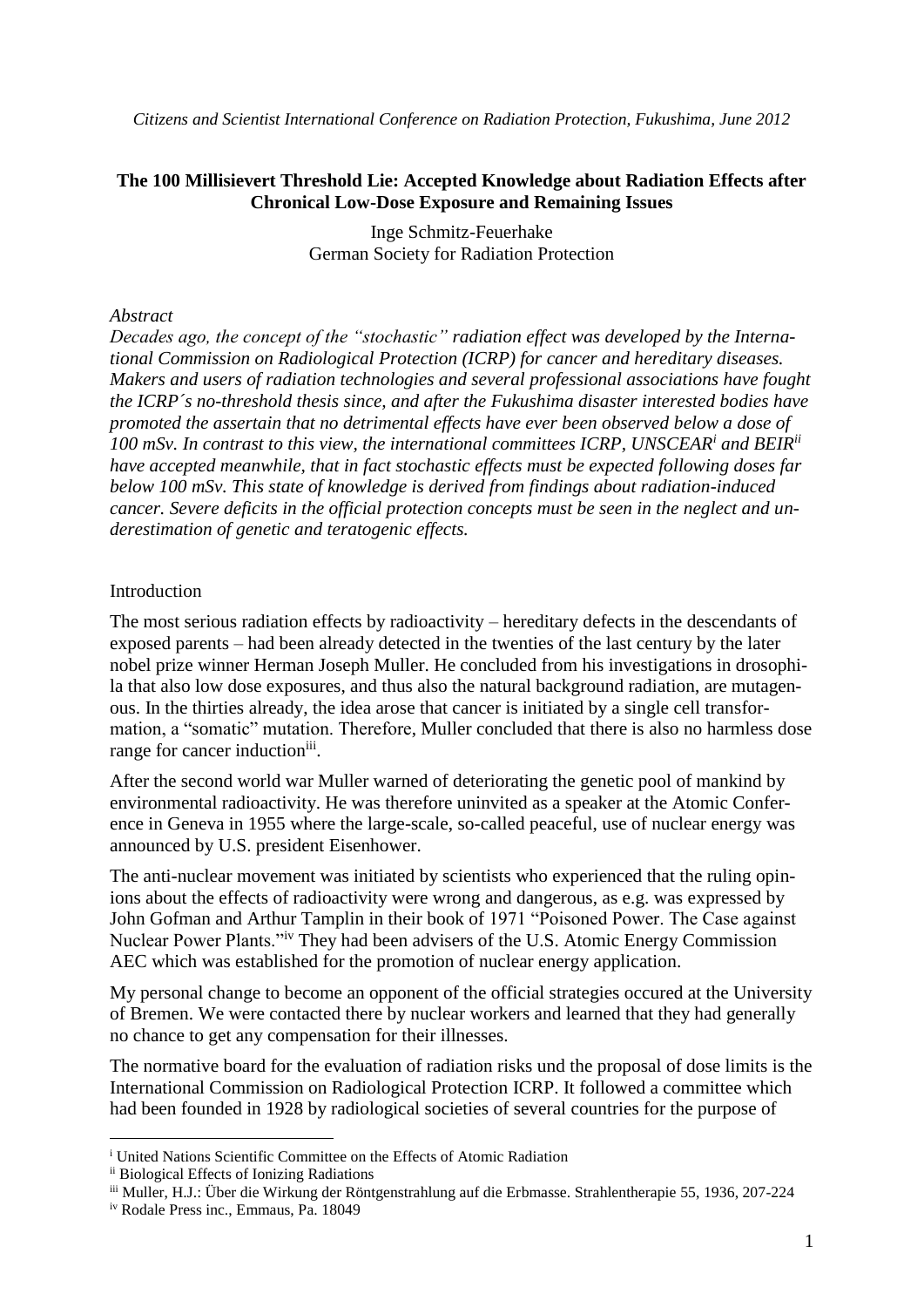*Citizens and Scientist International Conference on Radiation Protection, Fukushima, June 2012*

## The 100 Millisievert Threshold Lie: Accepted Knowledge about Radiation Effects after Chronical Low-Dose Exposure and Remaining Issues

Inge Schmitz-Feuerhake
German Society for Radiation Protection

*Abstract*

***Decades ago, the concept of the "stochastic" radiation effect was developed by the International Commission on Radiological Protection (ICRP) for cancer and hereditary diseases. Makers and users of radiation technologies and several professional associations have fought the ICRP´s no-threshold thesis since, and after the Fukushima disaster interested bodies have promoted the assertain that no detrimental effects have ever been observed below a dose of 100 mSv. In contrast to this view, the international committees ICRP, UNSCEAR[i] and BEIR[ii] have accepted meanwhile, that in fact stochastic effects must be expected following doses far below 100 mSv. This state of knowledge is derived from findings about radiation-induced cancer. Severe deficits in the official protection concepts must be seen in the neglect and underestimation of genetic and teratogenic effects.***

Introduction

The most serious radiation effects by radioactivity – hereditary defects in the descendants of exposed parents – had been already detected in the twenties of the last century by the later nobel prize winner Herman Joseph Muller. He concluded from his investigations in drosophila that also low dose exposures, and thus also the natural background radiation, are mutagenous. In the thirties already, the idea arose that cancer is initiated by a single cell transformation, a "somatic" mutation. Therefore, Muller concluded that there is also no harmless dose range for cancer induction[iii].

After the second world war Muller warned of deteriorating the genetic pool of mankind by environmental radioactivity. He was therefore uninvited as a speaker at the Atomic Conference in Geneva in 1955 where the large-scale, so-called peaceful, use of nuclear energy was announced by U.S. president Eisenhower.

The anti-nuclear movement was initiated by scientists who experienced that the ruling opinions about the effects of radioactivity were wrong and dangerous, as e.g. was expressed by John Gofman and Arthur Tamplin in their book of 1971 "Poisoned Power. The Case against Nuclear Power Plants."[iv] They had been advisers of the U.S. Atomic Energy Commission AEC which was established for the promotion of nuclear energy application.

My personal change to become an opponent of the official strategies occured at the University of Bremen. We were contacted there by nuclear workers and learned that they had generally no chance to get any compensation for their illnesses.

The normative board for the evaluation of radiation risks und the proposal of dose limits is the International Commission on Radiological Protection ICRP. It followed a committee which had been founded in 1928 by radiological societies of several countries for the purpose of

---

[i] United Nations Scientific Committee on the Effects of Atomic Radiation

[ii] Biological Effects of Ionizing Radiations

[iii] Muller, H.J.: Über die Wirkung der Röntgenstrahlung auf die Erbmasse. Strahlentherapie 55, 1936, 207-224

[iv] Rodale Press inc., Emmaus, Pa. 18049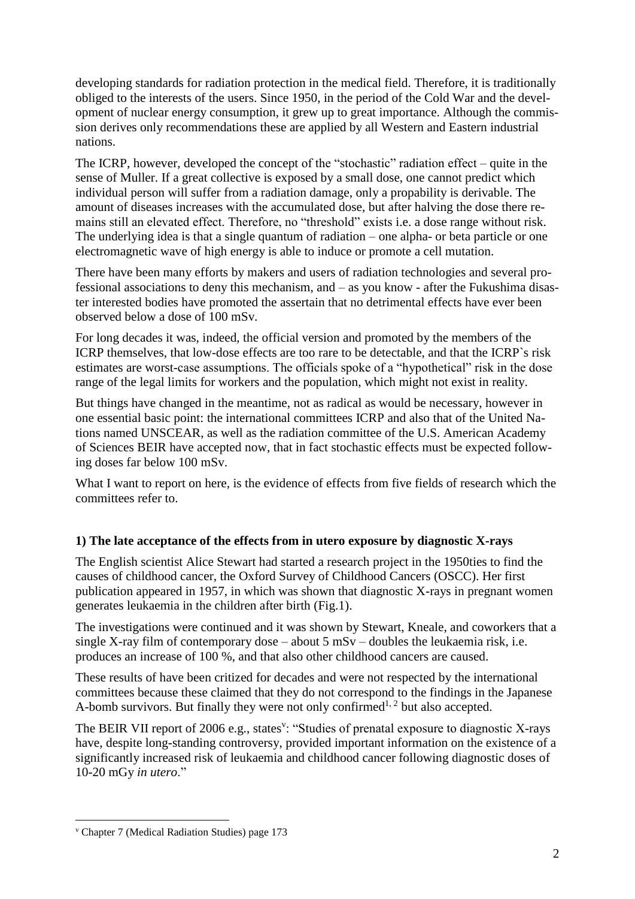developing standards for radiation protection in the medical field. Therefore, it is traditionally obliged to the interests of the users. Since 1950, in the period of the Cold War and the development of nuclear energy consumption, it grew up to great importance. Although the commission derives only recommendations these are applied by all Western and Eastern industrial nations.

The ICRP, however, developed the concept of the "stochastic" radiation effect – quite in the sense of Muller. If a great collective is exposed by a small dose, one cannot predict which individual person will suffer from a radiation damage, only a propability is derivable. The amount of diseases increases with the accumulated dose, but after halving the dose there remains still an elevated effect. Therefore, no "threshold" exists i.e. a dose range without risk. The underlying idea is that a single quantum of radiation – one alpha- or beta particle or one electromagnetic wave of high energy is able to induce or promote a cell mutation.

There have been many efforts by makers and users of radiation technologies and several professional associations to deny this mechanism, and – as you know - after the Fukushima disaster interested bodies have promoted the assertain that no detrimental effects have ever been observed below a dose of 100 mSv.

For long decades it was, indeed, the official version and promoted by the members of the ICRP themselves, that low-dose effects are too rare to be detectable, and that the ICRP`s risk estimates are worst-case assumptions. The officials spoke of a "hypothetical" risk in the dose range of the legal limits for workers and the population, which might not exist in reality.

But things have changed in the meantime, not as radical as would be necessary, however in one essential basic point: the international committees ICRP and also that of the United Nations named UNSCEAR, as well as the radiation committee of the U.S. American Academy of Sciences BEIR have accepted now, that in fact stochastic effects must be expected following doses far below 100 mSv.

What I want to report on here, is the evidence of effects from five fields of research which the committees refer to.

### 1) The late acceptance of the effects from in utero exposure by diagnostic X-rays

The English scientist Alice Stewart had started a research project in the 1950ties to find the causes of childhood cancer, the Oxford Survey of Childhood Cancers (OSCC). Her first publication appeared in 1957, in which was shown that diagnostic X-rays in pregnant women generates leukaemia in the children after birth (Fig.1).

The investigations were continued and it was shown by Stewart, Kneale, and coworkers that a single X-ray film of contemporary dose – about 5 mSv – doubles the leukaemia risk, i.e. produces an increase of 100 %, and that also other childhood cancers are caused.

These results of have been critized for decades and were not respected by the international committees because these claimed that they do not correspond to the findings in the Japanese A-bomb survivors. But finally they were not only confirmed[1, 2] but also accepted.

The BEIR VII report of 2006 e.g., states[v]: "Studies of prenatal exposure to diagnostic X-rays have, despite long-standing controversy, provided important information on the existence of a significantly increased risk of leukaemia and childhood cancer following diagnostic doses of 10-20 mGy *in utero*."

---

[v] Chapter 7 (Medical Radiation Studies) page 173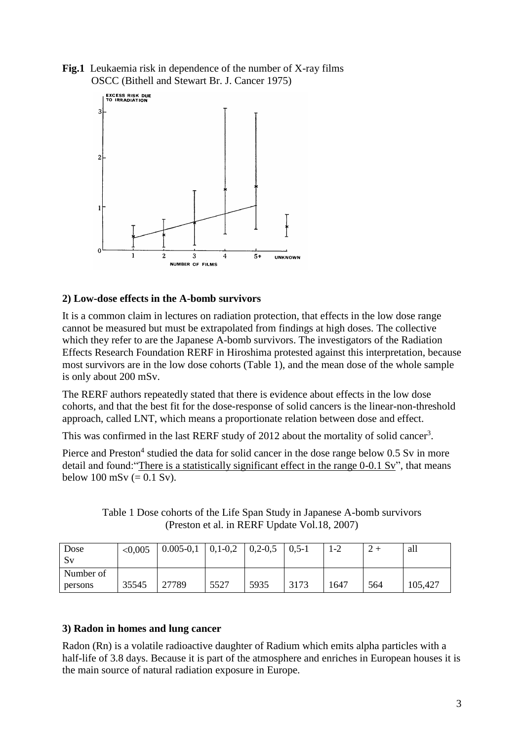**Fig.1** Leukaemia risk in dependence of the number of X-ray films OSCC (Bithell and Stewart Br. J. Cancer 1975)

### 2) Low-dose effects in the A-bomb survivors

It is a common claim in lectures on radiation protection, that effects in the low dose range cannot be measured but must be extrapolated from findings at high doses. The collective which they refer to are the Japanese A-bomb survivors. The investigators of the Radiation Effects Research Foundation RERF in Hiroshima protested against this interpretation, because most survivors are in the low dose cohorts (Table 1), and the mean dose of the whole sample is only about 200 mSv.

The RERF authors repeatedly stated that there is evidence about effects in the low dose cohorts, and that the best fit for the dose-response of solid cancers is the linear-non-threshold approach, called LNT, which means a proportionate relation between dose and effect.

This was confirmed in the last RERF study of 2012 about the mortality of solid cancer[3].

Pierce and Preston[4] studied the data for solid cancer in the dose range below 0.5 Sv in more detail and found:"There is a statistically significant effect in the range 0-0.1 Sv", that means below 100 mSv (= 0.1 Sv).

Table 1 Dose cohorts of the Life Span Study in Japanese A-bomb survivors (Preston et al. in RERF Update Vol.18, 2007)

| Dose Sv | <0,005 | 0.005-0,1 | 0,1-0,2 | 0,2-0,5 | 0,5-1 | 1-2 | 2 + | all |
|---|---|---|---|---|---|---|---|---|
| Number of persons | 35545 | 27789 | 5527 | 5935 | 3173 | 1647 | 564 | 105,427 |

### 3) Radon in homes and lung cancer

Radon (Rn) is a volatile radioactive daughter of Radium which emits alpha particles with a half-life of 3.8 days. Because it is part of the atmosphere and enriches in European houses it is the main source of natural radiation exposure in Europe.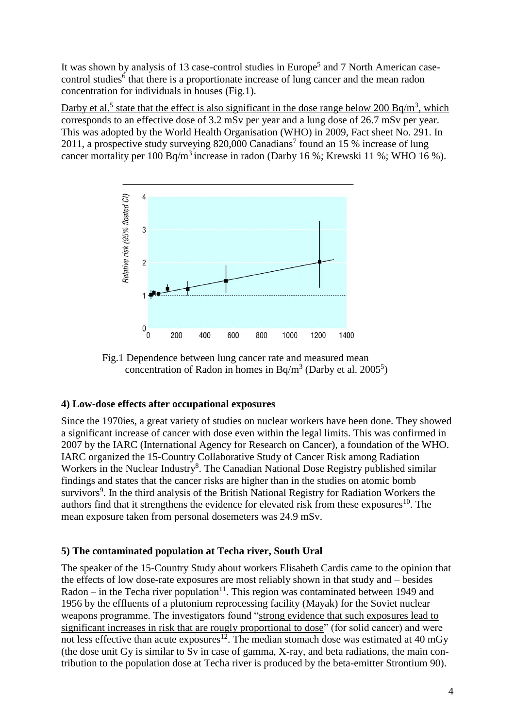It was shown by analysis of 13 case-control studies in Europe[5] and 7 North American case-control studies[6] that there is a proportionate increase of lung cancer and the mean radon concentration for individuals in houses (Fig.1).

Darby et al.[5] state that the effect is also significant in the dose range below 200 Bq/m$^3$, which corresponds to an effective dose of 3.2 mSv per year and a lung dose of 26.7 mSv per year. This was adopted by the World Health Organisation (WHO) in 2009, Fact sheet No. 291. In 2011, a prospective study surveying 820,000 Canadians[7] found an 15 % increase of lung cancer mortality per 100 Bq/m$^3$ increase in radon (Darby 16 %; Krewski 11 %; WHO 16 %).

Fig.1 Dependence between lung cancer rate and measured mean concentration of Radon in homes in Bq/m$^3$ (Darby et al. 2005[5])

### 4) Low-dose effects after occupational exposures

Since the 1970ies, a great variety of studies on nuclear workers have been done. They showed a significant increase of cancer with dose even within the legal limits. This was confirmed in 2007 by the IARC (International Agency for Research on Cancer), a foundation of the WHO. IARC organized the 15-Country Collaborative Study of Cancer Risk among Radiation Workers in the Nuclear Industry[8]. The Canadian National Dose Registry published similar findings and states that the cancer risks are higher than in the studies on atomic bomb survivors[9]. In the third analysis of the British National Registry for Radiation Workers the authors find that it strengthens the evidence for elevated risk from these exposures[10]. The mean exposure taken from personal dosemeters was 24.9 mSv.

### 5) The contaminated population at Techa river, South Ural

The speaker of the 15-Country Study about workers Elisabeth Cardis came to the opinion that the effects of low dose-rate exposures are most reliably shown in that study and – besides Radon – in the Techa river population[11]. This region was contaminated between 1949 and 1956 by the effluents of a plutonium reprocessing facility (Mayak) for the Soviet nuclear weapons programme. The investigators found "strong evidence that such exposures lead to significant increases in risk that are rougly proportional to dose" (for solid cancer) and were not less effective than acute exposures[12]. The median stomach dose was estimated at 40 mGy (the dose unit Gy is similar to Sv in case of gamma, X-ray, and beta radiations, the main contribution to the population dose at Techa river is produced by the beta-emitter Strontium 90).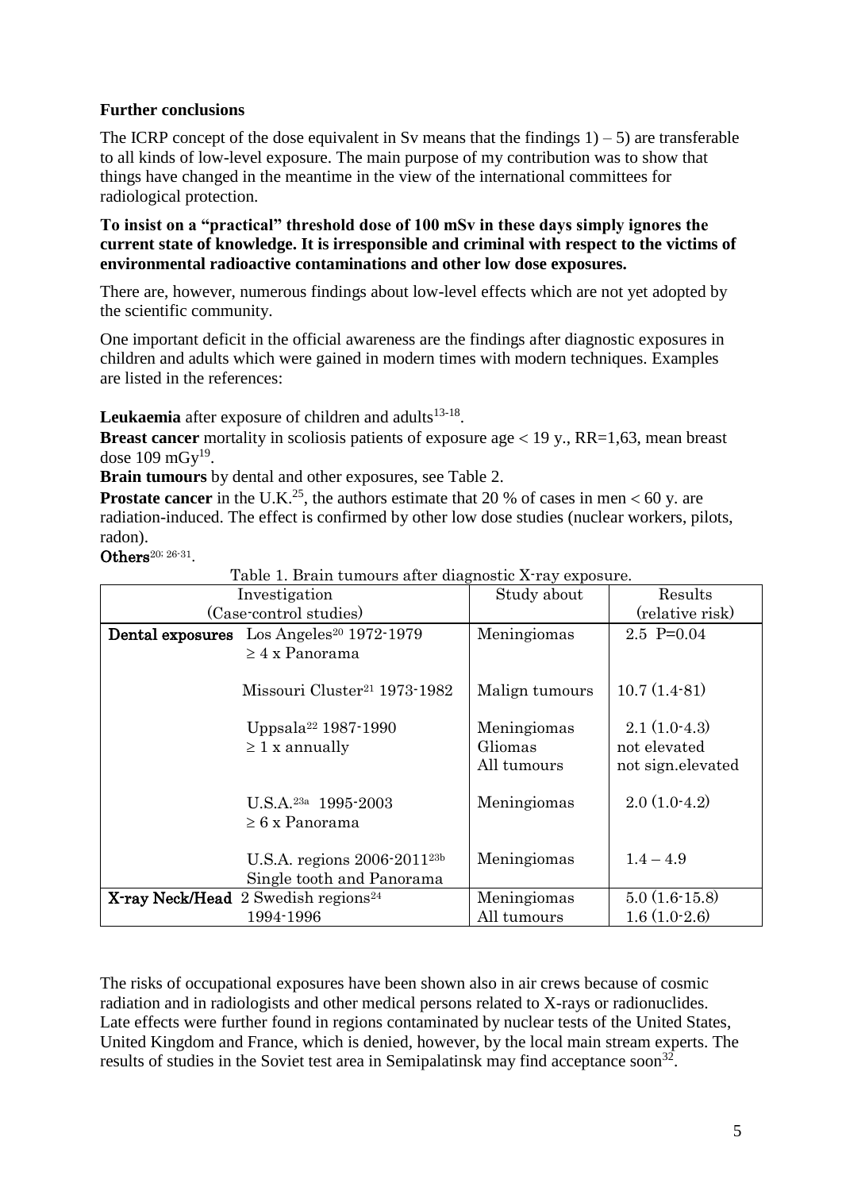**Further conclusions**

The ICRP concept of the dose equivalent in Sv means that the findings 1) – 5) are transferable to all kinds of low-level exposure. The main purpose of my contribution was to show that things have changed in the meantime in the view of the international committees for radiological protection.

**To insist on a "practical" threshold dose of 100 mSv in these days simply ignores the current state of knowledge. It is irresponsible and criminal with respect to the victims of environmental radioactive contaminations and other low dose exposures.**

There are, however, numerous findings about low-level effects which are not yet adopted by the scientific community.

One important deficit in the official awareness are the findings after diagnostic exposures in children and adults which were gained in modern times with modern techniques. Examples are listed in the references:

**Leukaemia** after exposure of children and adults[13-18].
**Breast cancer** mortality in scoliosis patients of exposure age < 19 y., RR=1,63, mean breast dose 109 mGy[19].
**Brain tumours** by dental and other exposures, see Table 2.
**Prostate cancer** in the U.K.[25], the authors estimate that 20 % of cases in men < 60 y. are radiation-induced. The effect is confirmed by other low dose studies (nuclear workers, pilots, radon).
**Others**[20; 26-31].

Table 1. Brain tumours after diagnostic X-ray exposure.

| Investigation (Case-control studies) | | Study about | Results (relative risk) |
|---|---|---|---|
| **Dental exposures** | Los Angeles[20] 1972-1979<br>≥ 4 x Panorama | Meningiomas | 2.5 P=0.04 |
| | Missouri Cluster[21] 1973-1982 | Malign tumours | 10.7 (1.4-81) |
| | Uppsala[22] 1987-1990<br>≥ 1 x annually | Meningiomas<br>Gliomas<br>All tumours | 2.1 (1.0-4.3)<br>not elevated<br>not sign.elevated |
| | U.S.A.[23a] 1995-2003<br>≥ 6 x Panorama | Meningiomas | 2.0 (1.0-4.2) |
| | U.S.A. regions 2006-2011[23b]<br>Single tooth and Panorama | Meningiomas | 1.4 – 4.9 |
| **X-ray Neck/Head** | 2 Swedish regions[24]<br>1994-1996 | Meningiomas<br>All tumours | 5.0 (1.6-15.8)<br>1.6 (1.0-2.6) |

The risks of occupational exposures have been shown also in air crews because of cosmic radiation and in radiologists and other medical persons related to X-rays or radionuclides. Late effects were further found in regions contaminated by nuclear tests of the United States, United Kingdom and France, which is denied, however, by the local main stream experts. The results of studies in the Soviet test area in Semipalatinsk may find acceptance soon[32].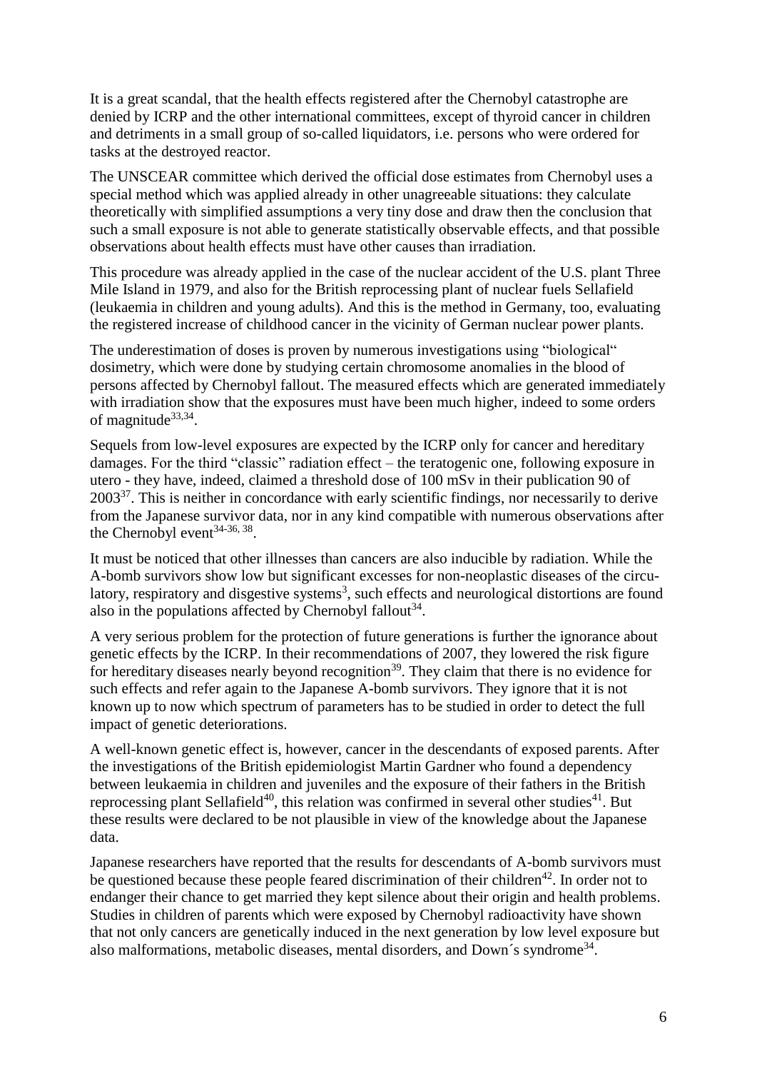It is a great scandal, that the health effects registered after the Chernobyl catastrophe are denied by ICRP and the other international committees, except of thyroid cancer in children and detriments in a small group of so-called liquidators, i.e. persons who were ordered for tasks at the destroyed reactor.

The UNSCEAR committee which derived the official dose estimates from Chernobyl uses a special method which was applied already in other unagreeable situations: they calculate theoretically with simplified assumptions a very tiny dose and draw then the conclusion that such a small exposure is not able to generate statistically observable effects, and that possible observations about health effects must have other causes than irradiation.

This procedure was already applied in the case of the nuclear accident of the U.S. plant Three Mile Island in 1979, and also for the British reprocessing plant of nuclear fuels Sellafield (leukaemia in children and young adults). And this is the method in Germany, too, evaluating the registered increase of childhood cancer in the vicinity of German nuclear power plants.

The underestimation of doses is proven by numerous investigations using "biological" dosimetry, which were done by studying certain chromosome anomalies in the blood of persons affected by Chernobyl fallout. The measured effects which are generated immediately with irradiation show that the exposures must have been much higher, indeed to some orders of magnitude[33,34].

Sequels from low-level exposures are expected by the ICRP only for cancer and hereditary damages. For the third "classic" radiation effect – the teratogenic one, following exposure in utero - they have, indeed, claimed a threshold dose of 100 mSv in their publication 90 of 2003[37]. This is neither in concordance with early scientific findings, nor necessarily to derive from the Japanese survivor data, nor in any kind compatible with numerous observations after the Chernobyl event[34-36, 38].

It must be noticed that other illnesses than cancers are also inducible by radiation. While the A-bomb survivors show low but significant excesses for non-neoplastic diseases of the circulatory, respiratory and disgestive systems[3], such effects and neurological distortions are found also in the populations affected by Chernobyl fallout[34].

A very serious problem for the protection of future generations is further the ignorance about genetic effects by the ICRP. In their recommendations of 2007, they lowered the risk figure for hereditary diseases nearly beyond recognition[39]. They claim that there is no evidence for such effects and refer again to the Japanese A-bomb survivors. They ignore that it is not known up to now which spectrum of parameters has to be studied in order to detect the full impact of genetic deteriorations.

A well-known genetic effect is, however, cancer in the descendants of exposed parents. After the investigations of the British epidemiologist Martin Gardner who found a dependency between leukaemia in children and juveniles and the exposure of their fathers in the British reprocessing plant Sellafield[40], this relation was confirmed in several other studies[41]. But these results were declared to be not plausible in view of the knowledge about the Japanese data.

Japanese researchers have reported that the results for descendants of A-bomb survivors must be questioned because these people feared discrimination of their children[42]. In order not to endanger their chance to get married they kept silence about their origin and health problems. Studies in children of parents which were exposed by Chernobyl radioactivity have shown that not only cancers are genetically induced in the next generation by low level exposure but also malformations, metabolic diseases, mental disorders, and Down´s syndrome[34].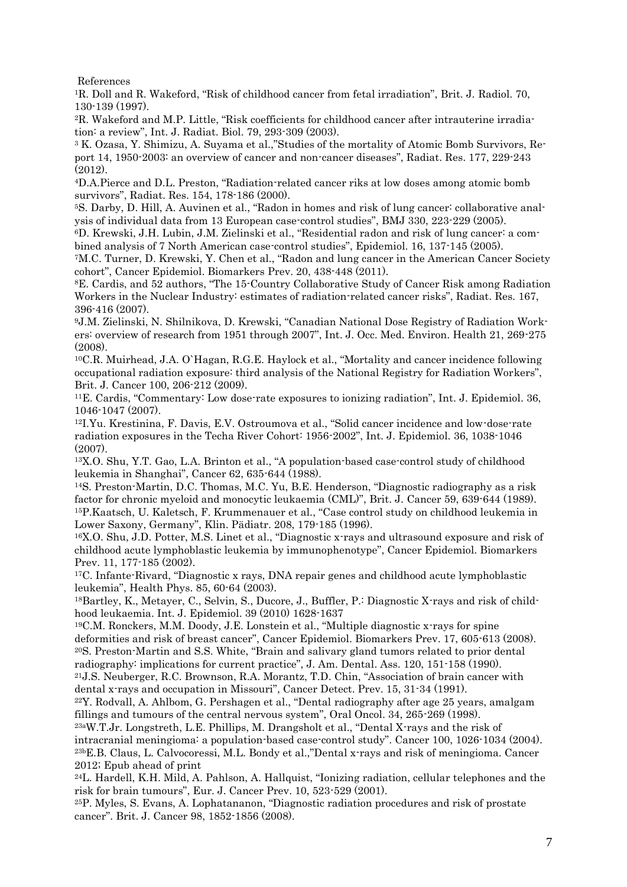References

[1]R. Doll and R. Wakeford, "Risk of childhood cancer from fetal irradiation", Brit. J. Radiol. 70, 130-139 (1997).

[2]R. Wakeford and M.P. Little, "Risk coefficients for childhood cancer after intrauterine irradiation: a review", Int. J. Radiat. Biol. 79, 293-309 (2003).

[3] K. Ozasa, Y. Shimizu, A. Suyama et al.,"Studies of the mortality of Atomic Bomb Survivors, Report 14, 1950-2003: an overview of cancer and non-cancer diseases", Radiat. Res. 177, 229-243 (2012).

[4]D.A.Pierce and D.L. Preston, "Radiation-related cancer riks at low doses among atomic bomb survivors", Radiat. Res. 154, 178-186 (2000).

[5]S. Darby, D. Hill, A. Auvinen et al., "Radon in homes and risk of lung cancer: collaborative analysis of individual data from 13 European case-control studies", BMJ 330, 223-229 (2005).

[6]D. Krewski, J.H. Lubin, J.M. Zielinski et al., "Residential radon and risk of lung cancer: a combined analysis of 7 North American case-control studies", Epidemiol. 16, 137-145 (2005).

[7]M.C. Turner, D. Krewski, Y. Chen et al., "Radon and lung cancer in the American Cancer Society cohort", Cancer Epidemiol. Biomarkers Prev. 20, 438-448 (2011).

[8]E. Cardis, and 52 authors, "The 15-Country Collaborative Study of Cancer Risk among Radiation Workers in the Nuclear Industry: estimates of radiation-related cancer risks", Radiat. Res. 167, 396-416 (2007).

[9]J.M. Zielinski, N. Shilnikova, D. Krewski, "Canadian National Dose Registry of Radiation Workers: overview of research from 1951 through 2007", Int. J. Occ. Med. Environ. Health 21, 269-275 (2008).

[10]C.R. Muirhead, J.A. O`Hagan, R.G.E. Haylock et al., "Mortality and cancer incidence following occupational radiation exposure: third analysis of the National Registry for Radiation Workers", Brit. J. Cancer 100, 206-212 (2009).

[11]E. Cardis, "Commentary: Low dose-rate exposures to ionizing radiation", Int. J. Epidemiol. 36, 1046-1047 (2007).

[12]I.Yu. Krestinina, F. Davis, E.V. Ostroumova et al., "Solid cancer incidence and low-dose-rate radiation exposures in the Techa River Cohort: 1956-2002", Int. J. Epidemiol. 36, 1038-1046 (2007).

[13]X.O. Shu, Y.T. Gao, L.A. Brinton et al., "A population-based case-control study of childhood leukemia in Shanghai", Cancer 62, 635-644 (1988).

[14]S. Preston-Martin, D.C. Thomas, M.C. Yu, B.E. Henderson, "Diagnostic radiography as a risk factor for chronic myeloid and monocytic leukaemia (CML)", Brit. J. Cancer 59, 639-644 (1989).

[15]P.Kaatsch, U. Kaletsch, F. Krummenauer et al., "Case control study on childhood leukemia in Lower Saxony, Germany", Klin. Pädiatr. 208, 179-185 (1996).

[16]X.O. Shu, J.D. Potter, M.S. Linet et al., "Diagnostic x-rays and ultrasound exposure and risk of childhood acute lymphoblastic leukemia by immunophenotype", Cancer Epidemiol. Biomarkers Prev. 11, 177-185 (2002).

[17]C. Infante-Rivard, "Diagnostic x rays, DNA repair genes and childhood acute lymphoblastic leukemia", Health Phys. 85, 60-64 (2003).

[18]Bartley, K., Metayer, C., Selvin, S., Ducore, J., Buffler, P.: Diagnostic X-rays and risk of childhood leukaemia. Int. J. Epidemiol. 39 (2010) 1628-1637

[19]C.M. Ronckers, M.M. Doody, J.E. Lonstein et al., "Multiple diagnostic x-rays for spine deformities and risk of breast cancer", Cancer Epidemiol. Biomarkers Prev. 17, 605-613 (2008).

[20]S. Preston-Martin and S.S. White, "Brain and salivary gland tumors related to prior dental radiography: implications for current practice", J. Am. Dental. Ass. 120, 151-158 (1990).

[21]J.S. Neuberger, R.C. Brownson, R.A. Morantz, T.D. Chin, "Association of brain cancer with dental x-rays and occupation in Missouri", Cancer Detect. Prev. 15, 31-34 (1991).

[22]Y. Rodvall, A. Ahlbom, G. Pershagen et al., "Dental radiography after age 25 years, amalgam fillings and tumours of the central nervous system", Oral Oncol. 34, 265-269 (1998).

[23a]W.T.Jr. Longstreth, L.E. Phillips, M. Drangsholt et al., "Dental X-rays and the risk of intracranial meningioma: a population-based case-control study". Cancer 100, 1026-1034 (2004).

[23b]E.B. Claus, L. Calvocoressi, M.L. Bondy et al.,"Dental x-rays and risk of meningioma. Cancer 2012; Epub ahead of print

[24]L. Hardell, K.H. Mild, A. Pahlson, A. Hallquist, "Ionizing radiation, cellular telephones and the risk for brain tumours", Eur. J. Cancer Prev. 10, 523-529 (2001).

[25]P. Myles, S. Evans, A. Lophatananon, "Diagnostic radiation procedures and risk of prostate cancer". Brit. J. Cancer 98, 1852-1856 (2008).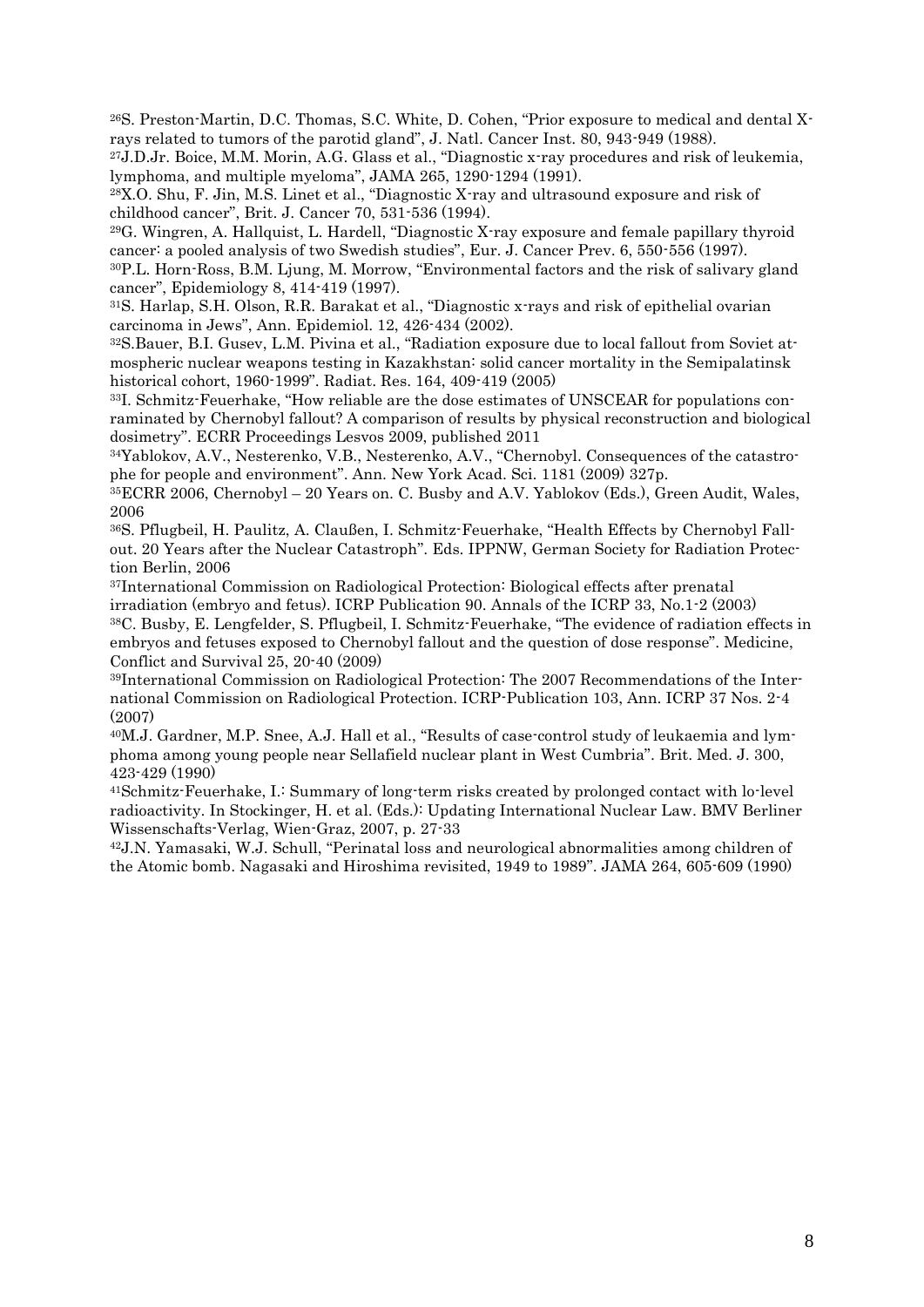[26]S. Preston-Martin, D.C. Thomas, S.C. White, D. Cohen, "Prior exposure to medical and dental X-rays related to tumors of the parotid gland", J. Natl. Cancer Inst. 80, 943-949 (1988).

[27]J.D.Jr. Boice, M.M. Morin, A.G. Glass et al., "Diagnostic x-ray procedures and risk of leukemia, lymphoma, and multiple myeloma", JAMA 265, 1290-1294 (1991).

[28]X.O. Shu, F. Jin, M.S. Linet et al., "Diagnostic X-ray and ultrasound exposure and risk of childhood cancer", Brit. J. Cancer 70, 531-536 (1994).

[29]G. Wingren, A. Hallquist, L. Hardell, "Diagnostic X-ray exposure and female papillary thyroid cancer: a pooled analysis of two Swedish studies", Eur. J. Cancer Prev. 6, 550-556 (1997).

[30]P.L. Horn-Ross, B.M. Ljung, M. Morrow, "Environmental factors and the risk of salivary gland cancer", Epidemiology 8, 414-419 (1997).

[31]S. Harlap, S.H. Olson, R.R. Barakat et al., "Diagnostic x-rays and risk of epithelial ovarian carcinoma in Jews", Ann. Epidemiol. 12, 426-434 (2002).

[32]S.Bauer, B.I. Gusev, L.M. Pivina et al., "Radiation exposure due to local fallout from Soviet atmospheric nuclear weapons testing in Kazakhstan: solid cancer mortality in the Semipalatinsk historical cohort, 1960-1999". Radiat. Res. 164, 409-419 (2005)

[33]I. Schmitz-Feuerhake, "How reliable are the dose estimates of UNSCEAR for populations contaminated by Chernobyl fallout? A comparison of results by physical reconstruction and biological dosimetry". ECRR Proceedings Lesvos 2009, published 2011

[34]Yablokov, A.V., Nesterenko, V.B., Nesterenko, A.V., "Chernobyl. Consequences of the catastrophe for people and environment". Ann. New York Acad. Sci. 1181 (2009) 327p.

[35]ECRR 2006, Chernobyl – 20 Years on. C. Busby and A.V. Yablokov (Eds.), Green Audit, Wales, 2006

[36]S. Pflugbeil, H. Paulitz, A. Claußen, I. Schmitz-Feuerhake, "Health Effects by Chernobyl Fallout. 20 Years after the Nuclear Catastroph". Eds. IPPNW, German Society for Radiation Protection Berlin, 2006

[37]International Commission on Radiological Protection: Biological effects after prenatal irradiation (embryo and fetus). ICRP Publication 90. Annals of the ICRP 33, No.1-2 (2003)

[38]C. Busby, E. Lengfelder, S. Pflugbeil, I. Schmitz-Feuerhake, "The evidence of radiation effects in embryos and fetuses exposed to Chernobyl fallout and the question of dose response". Medicine, Conflict and Survival 25, 20-40 (2009)

[39]International Commission on Radiological Protection: The 2007 Recommendations of the International Commission on Radiological Protection. ICRP-Publication 103, Ann. ICRP 37 Nos. 2-4 (2007)

[40]M.J. Gardner, M.P. Snee, A.J. Hall et al., "Results of case-control study of leukaemia and lymphoma among young people near Sellafield nuclear plant in West Cumbria". Brit. Med. J. 300, 423-429 (1990)

[41]Schmitz-Feuerhake, I.: Summary of long-term risks created by prolonged contact with lo-level radioactivity. In Stockinger, H. et al. (Eds.): Updating International Nuclear Law. BMV Berliner Wissenschafts-Verlag, Wien-Graz, 2007, p. 27-33

[42]J.N. Yamasaki, W.J. Schull, "Perinatal loss and neurological abnormalities among children of the Atomic bomb. Nagasaki and Hiroshima revisited, 1949 to 1989". JAMA 264, 605-609 (1990)